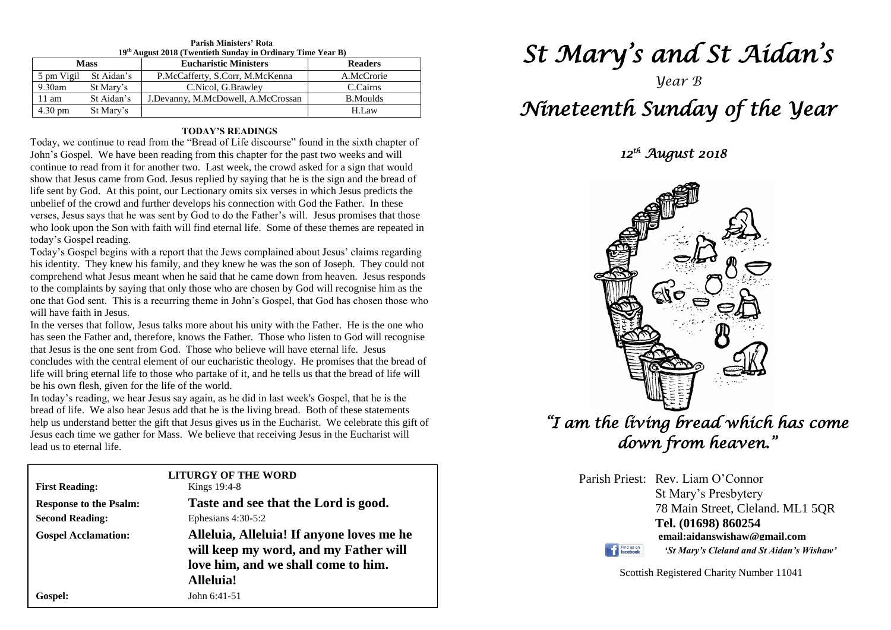**Parish Ministers' Rota**
**19th August 2018 (Twentieth Sunday in Ordinary Time Year B)**

| Mass | | Eucharistic Ministers | Readers |
|---|---|---|---|
| 5 pm Vigil | St Aidan's | P.McCafferty, S.Corr, M.McKenna | A.McCrorie |
| 9.30am | St Mary's | C.Nicol, G.Brawley | C.Cairns |
| 11 am | St Aidan's | J.Devanny, M.McDowell, A.McCrossan | B.Moulds |
| 4.30 pm | St Mary's | | H.Law |

**TODAY'S READINGS**

Today, we continue to read from the "Bread of Life discourse" found in the sixth chapter of John's Gospel. We have been reading from this chapter for the past two weeks and will continue to read from it for another two. Last week, the crowd asked for a sign that would show that Jesus came from God. Jesus replied by saying that he is the sign and the bread of life sent by God. At this point, our Lectionary omits six verses in which Jesus predicts the unbelief of the crowd and further develops his connection with God the Father. In these verses, Jesus says that he was sent by God to do the Father's will. Jesus promises that those who look upon the Son with faith will find eternal life. Some of these themes are repeated in today's Gospel reading.

Today's Gospel begins with a report that the Jews complained about Jesus' claims regarding his identity. They knew his family, and they knew he was the son of Joseph. They could not comprehend what Jesus meant when he said that he came down from heaven. Jesus responds to the complaints by saying that only those who are chosen by God will recognise him as the one that God sent. This is a recurring theme in John's Gospel, that God has chosen those who will have faith in Jesus.

In the verses that follow, Jesus talks more about his unity with the Father. He is the one who has seen the Father and, therefore, knows the Father. Those who listen to God will recognise that Jesus is the one sent from God. Those who believe will have eternal life. Jesus concludes with the central element of our eucharistic theology. He promises that the bread of life will bring eternal life to those who partake of it, and he tells us that the bread of life will be his own flesh, given for the life of the world.

In today's reading, we hear Jesus say again, as he did in last week's Gospel, that he is the bread of life. We also hear Jesus add that he is the living bread. Both of these statements help us understand better the gift that Jesus gives us in the Eucharist. We celebrate this gift of Jesus each time we gather for Mass. We believe that receiving Jesus in the Eucharist will lead us to eternal life.

**LITURGY OF THE WORD**

| | |
|---|---|
| **First Reading:** | Kings 19:4-8 |
| **Response to the Psalm:** | **Taste and see that the Lord is good.** |
| **Second Reading:** | Ephesians 4:30-5:2 |
| **Gospel Acclamation:** | **Alleluia, Alleluia! If anyone loves me he will keep my word, and my Father will love him, and we shall come to him. Alleluia!** |
| **Gospel:** | John 6:41-51 |

# *St Mary's and St Aidan's*

*Year B*

# *Nineteenth Sunday of the Year*

*12th August 2018*

*"I am the living bread which has come down from heaven."*

Parish Priest: Rev. Liam O'Connor
St Mary's Presbytery
78 Main Street, Cleland. ML1 5QR
**Tel. (01698) 860254**
**email:aidanswishaw@gmail.com**

Find us on facebook *'St Mary's Cleland and St Aidan's Wishaw'*

Scottish Registered Charity Number 11041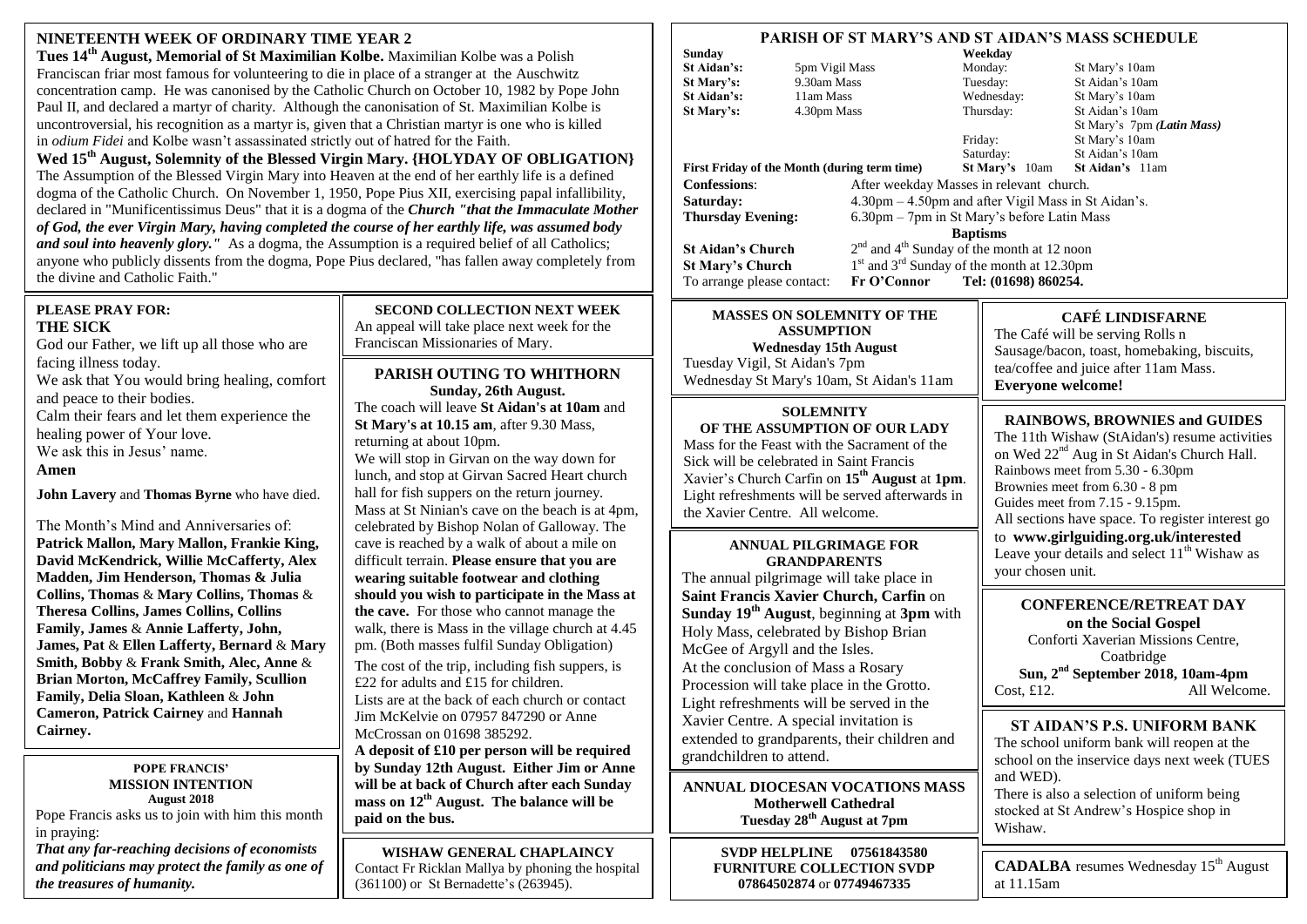## NINETEENTH WEEK OF ORDINARY TIME YEAR 2

**Tues 14th August, Memorial of St Maximilian Kolbe.** Maximilian Kolbe was a Polish Franciscan friar most famous for volunteering to die in place of a stranger at the Auschwitz concentration camp. He was canonised by the Catholic Church on October 10, 1982 by Pope John Paul II, and declared a martyr of charity. Although the canonisation of St. Maximilian Kolbe is uncontroversial, his recognition as a martyr is, given that a Christian martyr is one who is killed in *odium Fidei* and Kolbe wasn't assassinated strictly out of hatred for the Faith.

**Wed 15th August, Solemnity of the Blessed Virgin Mary. {HOLYDAY OF OBLIGATION}** The Assumption of the Blessed Virgin Mary into Heaven at the end of her earthly life is a defined dogma of the Catholic Church. On November 1, 1950, Pope Pius XII, exercising papal infallibility, declared in "Munificentissimus Deus" that it is a dogma of the ***Church "that the Immaculate Mother of God, the ever Virgin Mary, having completed the course of her earthly life, was assumed body and soul into heavenly glory."*** As a dogma, the Assumption is a required belief of all Catholics; anyone who publicly dissents from the dogma, Pope Pius declared, "has fallen away completely from the divine and Catholic Faith."

## PLEASE PRAY FOR:

**THE SICK**

God our Father, we lift up all those who are facing illness today.
We ask that You would bring healing, comfort and peace to their bodies.
Calm their fears and let them experience the healing power of Your love.
We ask this in Jesus' name.
**Amen**

**John Lavery** and **Thomas Byrne** who have died.

The Month's Mind and Anniversaries of:
**Patrick Mallon, Mary Mallon, Frankie King, David McKendrick, Willie McCafferty, Alex Madden, Jim Henderson, Thomas & Julia Collins, Thomas & Mary Collins, Thomas & Theresa Collins, James Collins, Collins Family, James & Annie Lafferty, John, James, Pat & Ellen Lafferty, Bernard & Mary Smith, Bobby & Frank Smith, Alec, Anne & Brian Morton, McCaffrey Family, Scullion Family, Delia Sloan, Kathleen & John Cameron, Patrick Cairney** and **Hannah Cairney.**

### POPE FRANCIS' MISSION INTENTION
**August 2018**

Pope Francis asks us to join with him this month in praying:
***That any far-reaching decisions of economists and politicians may protect the family as one of the treasures of humanity.***

### SECOND COLLECTION NEXT WEEK

An appeal will take place next week for the Franciscan Missionaries of Mary.

### PARISH OUTING TO WHITHORN
**Sunday, 26th August.**

The coach will leave **St Aidan's at 10am** and **St Mary's at 10.15 am**, after 9.30 Mass, returning at about 10pm.
We will stop in Girvan on the way down for lunch, and stop at Girvan Sacred Heart church hall for fish suppers on the return journey. Mass at St Ninian's cave on the beach is at 4pm, celebrated by Bishop Nolan of Galloway. The cave is reached by a walk of about a mile on difficult terrain. **Please ensure that you are wearing suitable footwear and clothing should you wish to participate in the Mass at the cave.** For those who cannot manage the walk, there is Mass in the village church at 4.45 pm. (Both masses fulfil Sunday Obligation)

The cost of the trip, including fish suppers, is £22 for adults and £15 for children.
Lists are at the back of each church or contact Jim McKelvie on 07957 847290 or Anne McCrossan on 01698 385292.
**A deposit of £10 per person will be required by Sunday 12th August. Either Jim or Anne will be at back of Church after each Sunday mass on 12th August. The balance will be paid on the bus.**

### WISHAW GENERAL CHAPLAINCY

Contact Fr Ricklan Mallya by phoning the hospital (361100) or St Bernadette's (263945).

## PARISH OF ST MARY'S AND ST AIDAN'S MASS SCHEDULE

| Sunday | | Weekday | |
|---|---|---|---|
| **St Aidan's:** | 5pm Vigil Mass | Monday: | St Mary's 10am |
| **St Mary's:** | 9.30am Mass | Tuesday: | St Aidan's 10am |
| **St Aidan's:** | 11am Mass | Wednesday: | St Mary's 10am |
| **St Mary's:** | 4.30pm Mass | Thursday: | St Aidan's 10am |
| | | | St Mary's 7pm *(Latin Mass)* |
| | | Friday: | St Mary's 10am |
| | | Saturday: | St Aidan's 10am |
| **First Friday of the Month (during term time)** | | **St Mary's** 10am | **St Aidan's** 11am |

**Confessions**: After weekday Masses in relevant church.
**Saturday:** 4.30pm – 4.50pm and after Vigil Mass in St Aidan's.
**Thursday Evening:** 6.30pm – 7pm in St Mary's before Latin Mass

**Baptisms**

**St Aidan's Church** 2nd and 4th Sunday of the month at 12 noon
**St Mary's Church** 1st and 3rd Sunday of the month at 12.30pm
To arrange please contact: **Fr O'Connor** **Tel: (01698) 860254.**

### MASSES ON SOLEMNITY OF THE ASSUMPTION
**Wednesday 15th August**

Tuesday Vigil, St Aidan's 7pm
Wednesday St Mary's 10am, St Aidan's 11am

### SOLEMNITY OF THE ASSUMPTION OF OUR LADY

Mass for the Feast with the Sacrament of the Sick will be celebrated in Saint Francis Xavier's Church Carfin on **15th August** at **1pm**. Light refreshments will be served afterwards in the Xavier Centre. All welcome.

### ANNUAL PILGRIMAGE FOR GRANDPARENTS

The annual pilgrimage will take place in **Saint Francis Xavier Church, Carfin** on **Sunday 19th August**, beginning at **3pm** with Holy Mass, celebrated by Bishop Brian McGee of Argyll and the Isles.
At the conclusion of Mass a Rosary Procession will take place in the Grotto.
Light refreshments will be served in the Xavier Centre. A special invitation is extended to grandparents, their children and grandchildren to attend.

### ANNUAL DIOCESAN VOCATIONS MASS
**Motherwell Cathedral**
**Tuesday 28th August at 7pm**

**SVDP HELPLINE 07561843580**
**FURNITURE COLLECTION SVDP 07864502874** or **07749467335**

### CAFÉ LINDISFARNE

The Café will be serving Rolls n Sausage/bacon, toast, homebaking, biscuits, tea/coffee and juice after 11am Mass.
**Everyone welcome!**

### RAINBOWS, BROWNIES and GUIDES

The 11th Wishaw (StAidan's) resume activities on Wed 22nd Aug in St Aidan's Church Hall.
Rainbows meet from 5.30 - 6.30pm
Brownies meet from 6.30 - 8 pm
Guides meet from 7.15 - 9.15pm.
All sections have space. To register interest go to **www.girlguiding.org.uk/interested**
Leave your details and select 11th Wishaw as your chosen unit.

### CONFERENCE/RETREAT DAY
**on the Social Gospel**

Conforti Xaverian Missions Centre, Coatbridge
**Sun, 2nd September 2018, 10am-4pm**
Cost, £12. All Welcome.

### ST AIDAN'S P.S. UNIFORM BANK

The school uniform bank will reopen at the school on the inservice days next week (TUES and WED).
There is also a selection of uniform being stocked at St Andrew's Hospice shop in Wishaw.

**CADALBA** resumes Wednesday 15th August at 11.15am